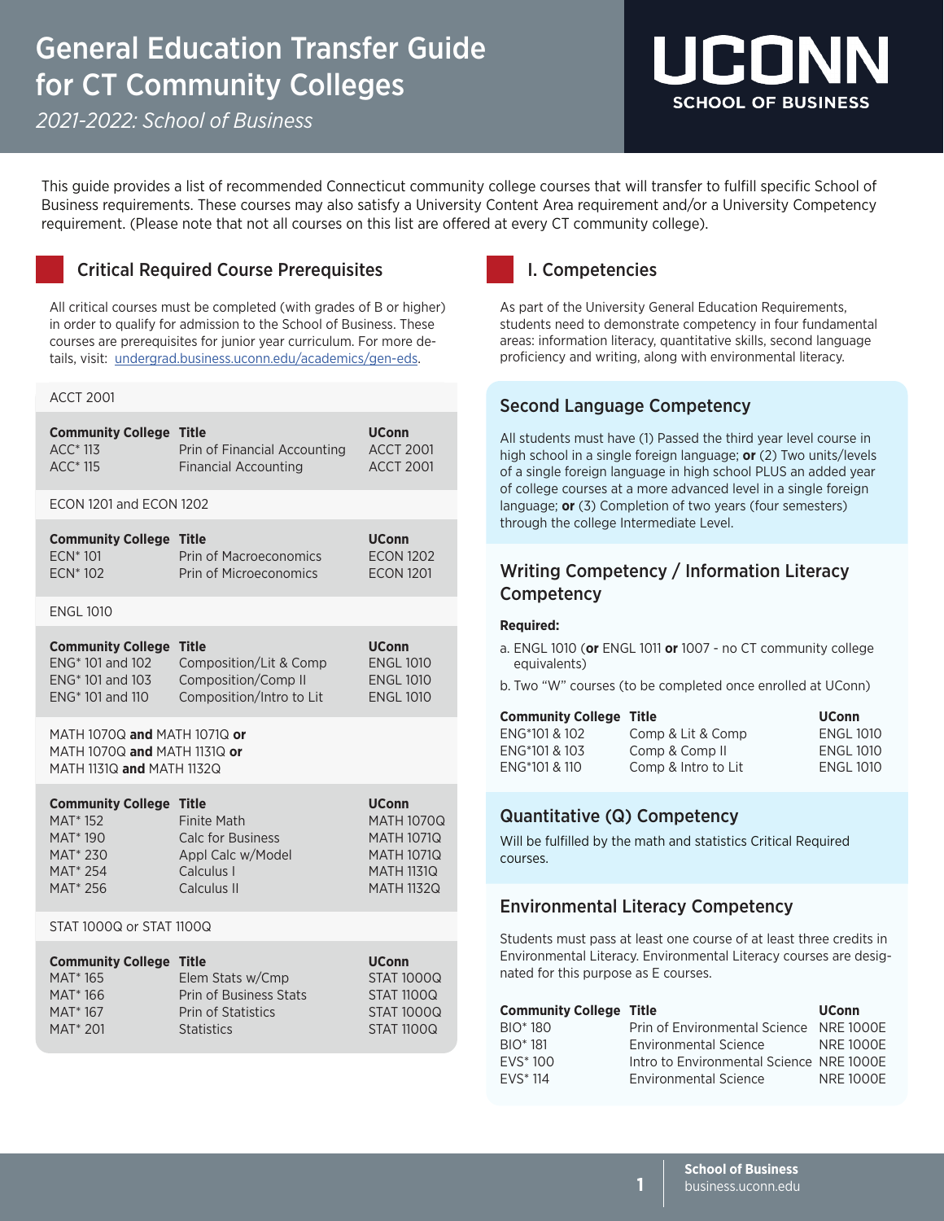# General Education Transfer Guide for CT Community Colleges

*2021-2022: School of Business*

UCONN SCHOOL OF BUSINESS

This guide provides a list of recommended Connecticut community college courses that will transfer to fulfill specific School of Business requirements. These courses may also satisfy a University Content Area requirement and/or a University Competency requirement. (Please note that not all courses on this list are offered at every CT community college).

## Critical Required Course Prerequisites

All critical courses must be completed (with grades of B or higher) in order to qualify for admission to the School of Business. These courses are prerequisites for junior year curriculum. For more details, visit: [undergrad.business.uconn.edu/academics/gen-eds](undergrad.business.uconn.edu/academics/gen-eds).

### ACCT 2001

| Community College | Title | UConn |
|---|---|---|
| ACC* 113 | Prin of Financial Accounting | ACCT 2001 |
| ACC* 115 | Financial Accounting | ACCT 2001 |

### ECON 1201 and ECON 1202

| Community College | Title | UConn |
|---|---|---|
| ECN* 101 | Prin of Macroeconomics | ECON 1202 |
| ECN* 102 | Prin of Microeconomics | ECON 1201 |

### ENGL 1010

| Community College | Title | UConn |
|---|---|---|
| ENG* 101 and 102 | Composition/Lit & Comp | ENGL 1010 |
| ENG* 101 and 103 | Composition/Comp II | ENGL 1010 |
| ENG* 101 and 110 | Composition/Intro to Lit | ENGL 1010 |

### MATH 1070Q **and** MATH 1071Q **or** MATH 1070Q **and** MATH 1131Q **or** MATH 1131Q **and** MATH 1132Q

| Community College | Title | UConn |
|---|---|---|
| MAT* 152 | Finite Math | MATH 1070Q |
| MAT* 190 | Calc for Business | MATH 1071Q |
| MAT* 230 | Appl Calc w/Model | MATH 1071Q |
| MAT* 254 | Calculus I | MATH 1131Q |
| MAT* 256 | Calculus II | MATH 1132Q |

### STAT 1000Q or STAT 1100Q

| Community College | Title | UConn |
|---|---|---|
| MAT* 165 | Elem Stats w/Cmp | STAT 1000Q |
| MAT* 166 | Prin of Business Stats | STAT 1100Q |
| MAT* 167 | Prin of Statistics | STAT 1000Q |
| MAT* 201 | Statistics | STAT 1100Q |

## I. Competencies

As part of the University General Education Requirements, students need to demonstrate competency in four fundamental areas: information literacy, quantitative skills, second language proficiency and writing, along with environmental literacy.

### Second Language Competency

All students must have (1) Passed the third year level course in high school in a single foreign language; **or** (2) Two units/levels of a single foreign language in high school PLUS an added year of college courses at a more advanced level in a single foreign language; **or** (3) Completion of two years (four semesters) through the college Intermediate Level.

### Writing Competency / Information Literacy Competency

**Required:**

a. ENGL 1010 (**or** ENGL 1011 **or** 1007 - no CT community college equivalents)

b. Two "W" courses (to be completed once enrolled at UConn)

| Community College | Title | UConn |
|---|---|---|
| ENG*101 & 102 | Comp & Lit & Comp | ENGL 1010 |
| ENG*101 & 103 | Comp & Comp II | ENGL 1010 |
| ENG*101 & 110 | Comp & Intro to Lit | ENGL 1010 |

### Quantitative (Q) Competency

Will be fulfilled by the math and statistics Critical Required courses.

### Environmental Literacy Competency

Students must pass at least one course of at least three credits in Environmental Literacy. Environmental Literacy courses are designated for this purpose as E courses.

| Community College | Title | UConn |
|---|---|---|
| BIO* 180 | Prin of Environmental Science | NRE 1000E |
| BIO* 181 | Environmental Science | NRE 1000E |
| EVS* 100 | Intro to Environmental Science | NRE 1000E |
| EVS* 114 | Environmental Science | NRE 1000E |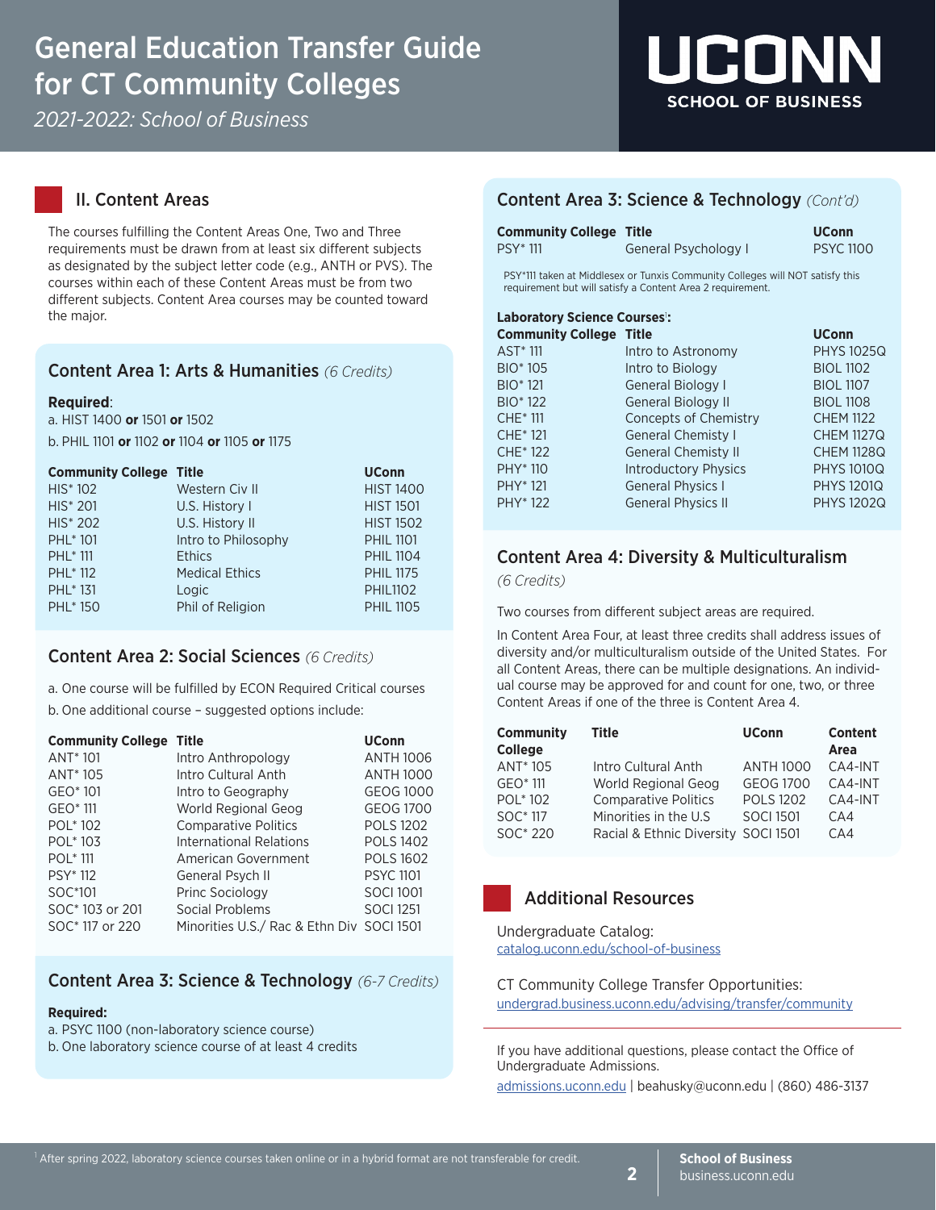# General Education Transfer Guide for CT Community Colleges

*2021-2022: School of Business*

UCONN SCHOOL OF BUSINESS

## II. Content Areas

The courses fulfilling the Content Areas One, Two and Three requirements must be drawn from at least six different subjects as designated by the subject letter code (e.g., ANTH or PVS). The courses within each of these Content Areas must be from two different subjects. Content Area courses may be counted toward the major.

### Content Area 1: Arts & Humanities *(6 Credits)*

**Required**:

a. HIST 1400 **or** 1501 **or** 1502

b. PHIL 1101 **or** 1102 **or** 1104 **or** 1105 **or** 1175

| Community College | Title | UConn |
|---|---|---|
| HIS* 102 | Western Civ II | HIST 1400 |
| HIS* 201 | U.S. History I | HIST 1501 |
| HIS* 202 | U.S. History II | HIST 1502 |
| PHL* 101 | Intro to Philosophy | PHIL 1101 |
| PHL* 111 | Ethics | PHIL 1104 |
| PHL* 112 | Medical Ethics | PHIL 1175 |
| PHL* 131 | Logic | PHIL1102 |
| PHL* 150 | Phil of Religion | PHIL 1105 |

### Content Area 2: Social Sciences *(6 Credits)*

a. One course will be fulfilled by ECON Required Critical courses

b. One additional course – suggested options include:

| Community College | Title | UConn |
|---|---|---|
| ANT* 101 | Intro Anthropology | ANTH 1006 |
| ANT* 105 | Intro Cultural Anth | ANTH 1000 |
| GEO* 101 | Intro to Geography | GEOG 1000 |
| GEO* 111 | World Regional Geog | GEOG 1700 |
| POL* 102 | Comparative Politics | POLS 1202 |
| POL* 103 | International Relations | POLS 1402 |
| POL* 111 | American Government | POLS 1602 |
| PSY* 112 | General Psych II | PSYC 1101 |
| SOC*101 | Princ Sociology | SOCI 1001 |
| SOC* 103 or 201 | Social Problems | SOCI 1251 |
| SOC* 117 or 220 | Minorities U.S./ Rac & Ethn Div | SOCI 1501 |

### Content Area 3: Science & Technology *(6-7 Credits)*

**Required:**

a. PSYC 1100 (non-laboratory science course)

b. One laboratory science course of at least 4 credits

### Content Area 3: Science & Technology *(Cont'd)*

| Community College | Title | UConn |
|---|---|---|
| PSY* 111 | General Psychology I | PSYC 1100 |

PSY*111 taken at Middlesex or Tunxis Community Colleges will NOT satisfy this requirement but will satisfy a Content Area 2 requirement.

**Laboratory Science Courses[1]:**

| Community College | Title | UConn |
|---|---|---|
| AST* 111 | Intro to Astronomy | PHYS 1025Q |
| BIO* 105 | Intro to Biology | BIOL 1102 |
| BIO* 121 | General Biology I | BIOL 1107 |
| BIO* 122 | General Biology II | BIOL 1108 |
| CHE* 111 | Concepts of Chemistry | CHEM 1122 |
| CHE* 121 | General Chemisty I | CHEM 1127Q |
| CHE* 122 | General Chemisty II | CHEM 1128Q |
| PHY* 110 | Introductory Physics | PHYS 1010Q |
| PHY* 121 | General Physics I | PHYS 1201Q |
| PHY* 122 | General Physics II | PHYS 1202Q |

### Content Area 4: Diversity & Multiculturalism

*(6 Credits)*

Two courses from different subject areas are required.

In Content Area Four, at least three credits shall address issues of diversity and/or multiculturalism outside of the United States. For all Content Areas, there can be multiple designations. An individual course may be approved for and count for one, two, or three Content Areas if one of the three is Content Area 4.

| Community College | Title | UConn | Content Area |
|---|---|---|---|
| ANT* 105 | Intro Cultural Anth | ANTH 1000 | CA4-INT |
| GEO* 111 | World Regional Geog | GEOG 1700 | CA4-INT |
| POL* 102 | Comparative Politics | POLS 1202 | CA4-INT |
| SOC* 117 | Minorities in the U.S | SOCI 1501 | CA4 |
| SOC* 220 | Racial & Ethnic Diversity | SOCI 1501 | CA4 |

## Additional Resources

Undergraduate Catalog:
catalog.uconn.edu/school-of-business

CT Community College Transfer Opportunities:
undergrad.business.uconn.edu/advising/transfer/community

If you have additional questions, please contact the Office of Undergraduate Admissions.

admissions.uconn.edu | beahusky@uconn.edu | (860) 486-3137

[1] After spring 2022, laboratory science courses taken online or in a hybrid format are not transferable for credit.